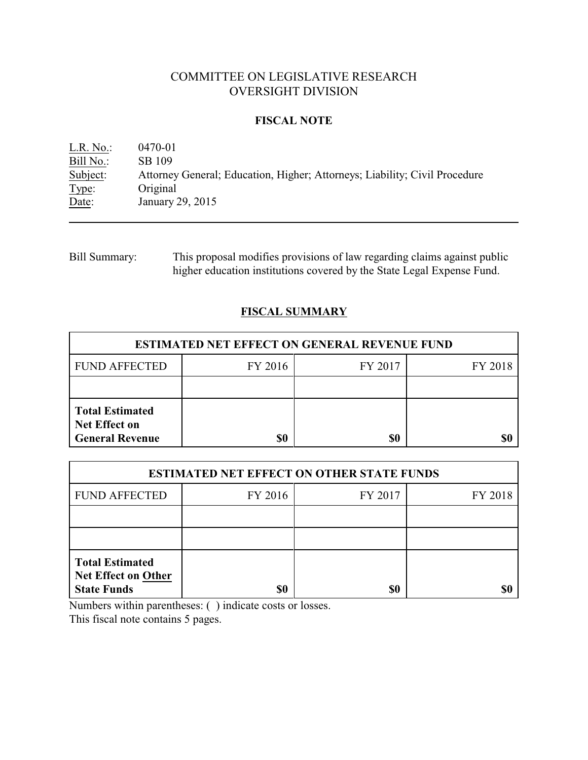# COMMITTEE ON LEGISLATIVE RESEARCH
# OVERSIGHT DIVISION

## FISCAL NOTE

L.R. No.: 0470-01
Bill No.: SB 109
Subject: Attorney General; Education, Higher; Attorneys; Liability; Civil Procedure
Type: Original
Date: January 29, 2015

---

Bill Summary: This proposal modifies provisions of law regarding claims against public higher education institutions covered by the State Legal Expense Fund.

## FISCAL SUMMARY

| ESTIMATED NET EFFECT ON GENERAL REVENUE FUND | | | |
|---|---|---|---|
| FUND AFFECTED | FY 2016 | FY 2017 | FY 2018 |
| | | | |
| **Total Estimated Net Effect on General Revenue** | **$0** | **$0** | **$0** |

| ESTIMATED NET EFFECT ON OTHER STATE FUNDS | | | |
|---|---|---|---|
| FUND AFFECTED | FY 2016 | FY 2017 | FY 2018 |
| | | | |
| | | | |
| **Total Estimated Net Effect on Other State Funds** | **$0** | **$0** | **$0** |

Numbers within parentheses: ( ) indicate costs or losses.
This fiscal note contains 5 pages.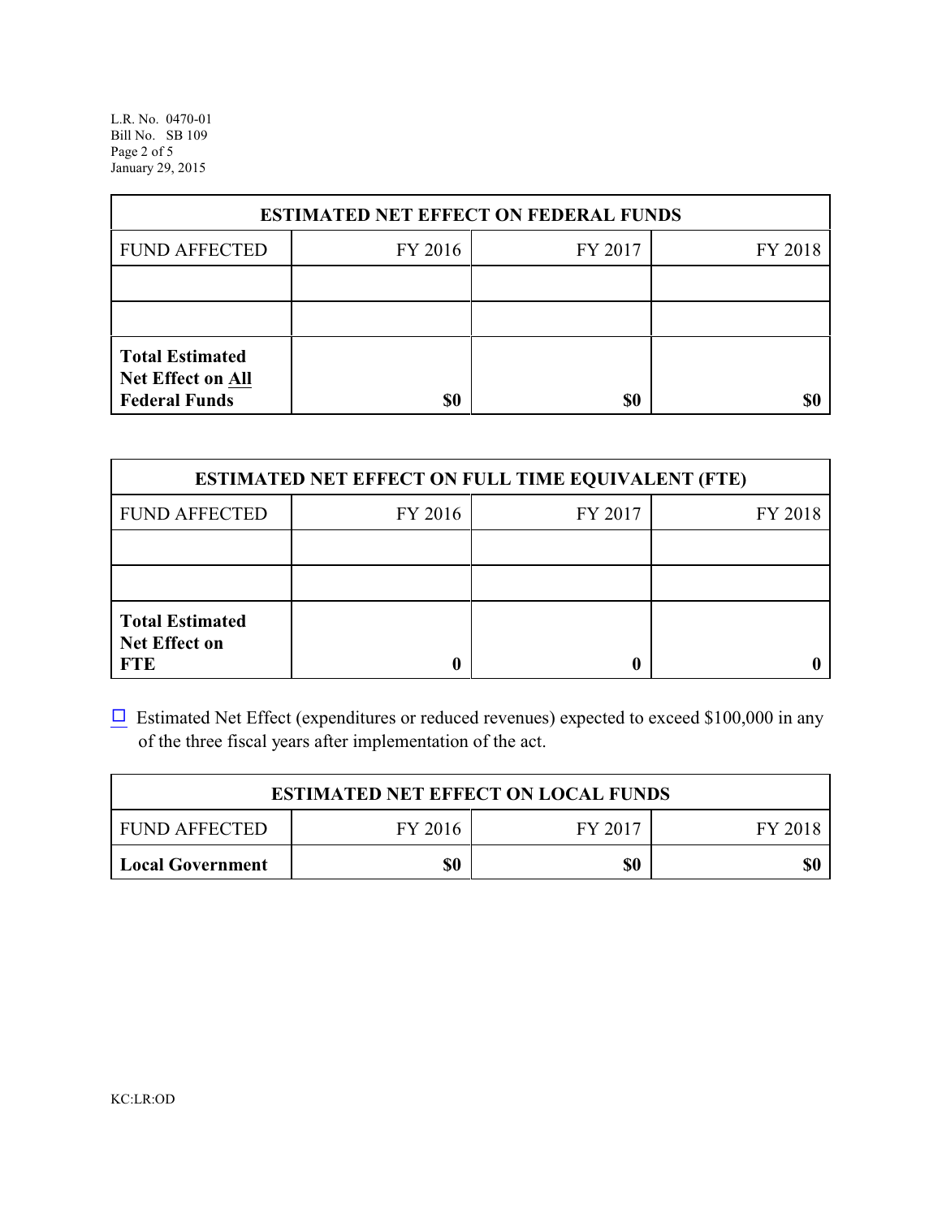| ESTIMATED NET EFFECT ON FEDERAL FUNDS | | | |
|---|---|---|---|
| FUND AFFECTED | FY 2016 | FY 2017 | FY 2018 |
| | | | |
| | | | |
| **Total Estimated Net Effect on All Federal Funds** | **$0** | **$0** | **$0** |

| ESTIMATED NET EFFECT ON FULL TIME EQUIVALENT (FTE) | | | |
|---|---|---|---|
| FUND AFFECTED | FY 2016 | FY 2017 | FY 2018 |
| | | | |
| | | | |
| **Total Estimated Net Effect on FTE** | **0** | **0** | **0** |

☐ Estimated Net Effect (expenditures or reduced revenues) expected to exceed $100,000 in any of the three fiscal years after implementation of the act.

| ESTIMATED NET EFFECT ON LOCAL FUNDS | | | |
|---|---|---|---|
| FUND AFFECTED | FY 2016 | FY 2017 | FY 2018 |
| **Local Government** | **$0** | **$0** | **$0** |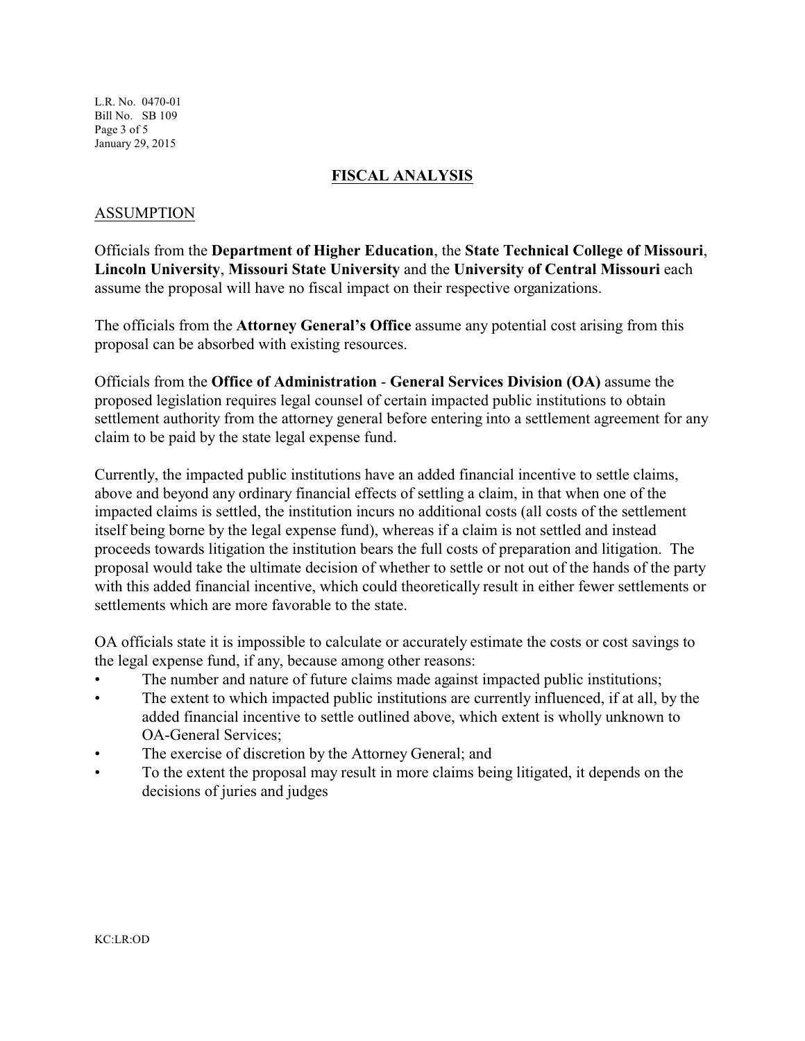## FISCAL ANALYSIS

### ASSUMPTION

Officials from the **Department of Higher Education**, the **State Technical College of Missouri**, **Lincoln University**, **Missouri State University** and the **University of Central Missouri** each assume the proposal will have no fiscal impact on their respective organizations.

The officials from the **Attorney General's Office** assume any potential cost arising from this proposal can be absorbed with existing resources.

Officials from the **Office of Administration** - **General Services Division (OA)** assume the proposed legislation requires legal counsel of certain impacted public institutions to obtain settlement authority from the attorney general before entering into a settlement agreement for any claim to be paid by the state legal expense fund.

Currently, the impacted public institutions have an added financial incentive to settle claims, above and beyond any ordinary financial effects of settling a claim, in that when one of the impacted claims is settled, the institution incurs no additional costs (all costs of the settlement itself being borne by the legal expense fund), whereas if a claim is not settled and instead proceeds towards litigation the institution bears the full costs of preparation and litigation. The proposal would take the ultimate decision of whether to settle or not out of the hands of the party with this added financial incentive, which could theoretically result in either fewer settlements or settlements which are more favorable to the state.

OA officials state it is impossible to calculate or accurately estimate the costs or cost savings to the legal expense fund, if any, because among other reasons:

- The number and nature of future claims made against impacted public institutions;
- The extent to which impacted public institutions are currently influenced, if at all, by the added financial incentive to settle outlined above, which extent is wholly unknown to OA-General Services;
- The exercise of discretion by the Attorney General; and
- To the extent the proposal may result in more claims being litigated, it depends on the decisions of juries and judges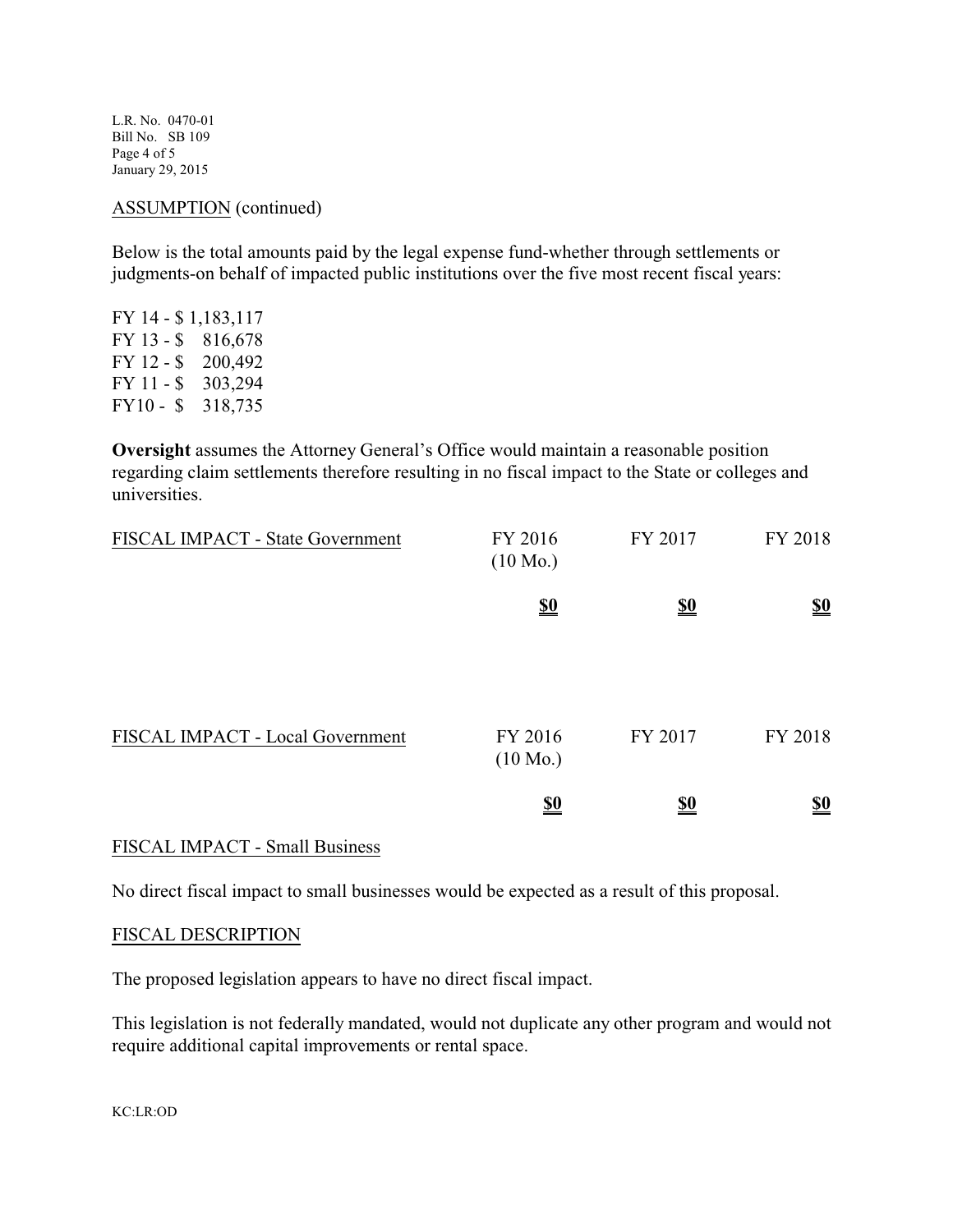ASSUMPTION (continued)

Below is the total amounts paid by the legal expense fund-whether through settlements or judgments-on behalf of impacted public institutions over the five most recent fiscal years:

FY 14 - $ 1,183,117
FY 13 - $ 816,678
FY 12 - $ 200,492
FY 11 - $ 303,294
FY10 - $ 318,735

**Oversight** assumes the Attorney General's Office would maintain a reasonable position regarding claim settlements therefore resulting in no fiscal impact to the State or colleges and universities.

| FISCAL IMPACT - State Government | FY 2016 (10 Mo.) | FY 2017 | FY 2018 |
|---|---|---|---|
| | **$0** | **$0** | **$0** |

| FISCAL IMPACT - Local Government | FY 2016 (10 Mo.) | FY 2017 | FY 2018 |
|---|---|---|---|
| | **$0** | **$0** | **$0** |

FISCAL IMPACT - Small Business

No direct fiscal impact to small businesses would be expected as a result of this proposal.

FISCAL DESCRIPTION

The proposed legislation appears to have no direct fiscal impact.

This legislation is not federally mandated, would not duplicate any other program and would not require additional capital improvements or rental space.

KC:LR:OD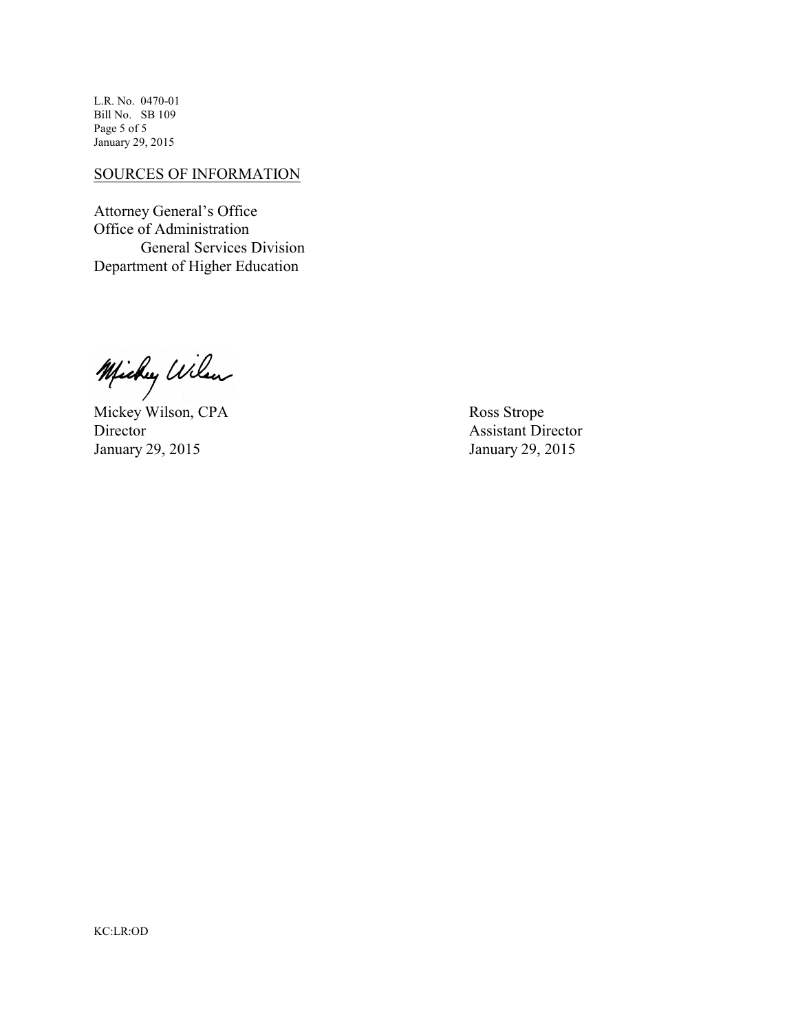SOURCES OF INFORMATION

Attorney General's Office
Office of Administration
    General Services Division
Department of Higher Education

Mickey Wilson, CPA
Director
January 29, 2015

Ross Strope
Assistant Director
January 29, 2015

KC:LR:OD